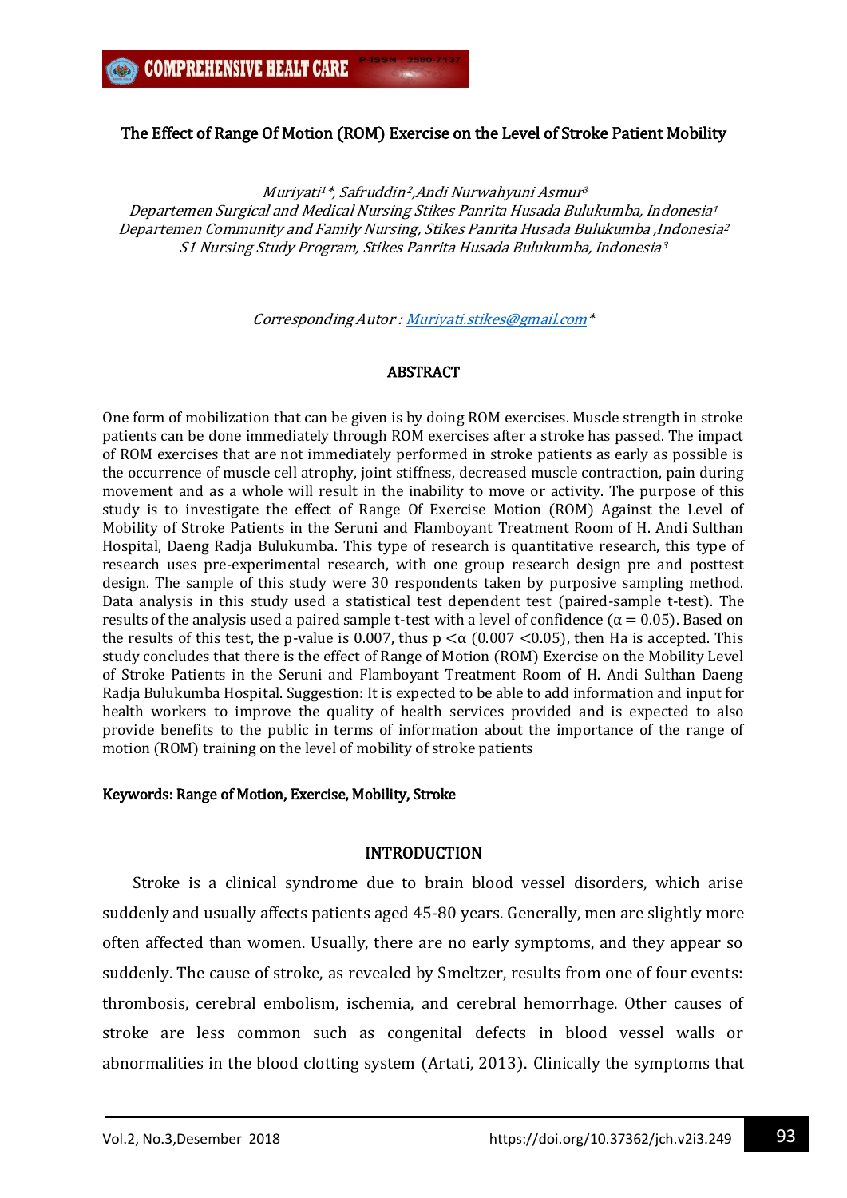# The Effect of Range Of Motion (ROM) Exercise on the Level of Stroke Patient Mobility

*Muriyati[1]\*, Safruddin[2], Andi Nurwahyuni Asmur[3]*
*Departemen Surgical and Medical Nursing Stikes Panrita Husada Bulukumba, Indonesia[1]*
*Departemen Community and Family Nursing, Stikes Panrita Husada Bulukumba ,Indonesia[2]*
*S1 Nursing Study Program, Stikes Panrita Husada Bulukumba, Indonesia[3]*

*Corresponding Autor : Muriyati.stikes@gmail.com\**

## ABSTRACT

One form of mobilization that can be given is by doing ROM exercises. Muscle strength in stroke patients can be done immediately through ROM exercises after a stroke has passed. The impact of ROM exercises that are not immediately performed in stroke patients as early as possible is the occurrence of muscle cell atrophy, joint stiffness, decreased muscle contraction, pain during movement and as a whole will result in the inability to move or activity. The purpose of this study is to investigate the effect of Range Of Exercise Motion (ROM) Against the Level of Mobility of Stroke Patients in the Seruni and Flamboyant Treatment Room of H. Andi Sulthan Hospital, Daeng Radja Bulukumba. This type of research is quantitative research, this type of research uses pre-experimental research, with one group research design pre and posttest design. The sample of this study were 30 respondents taken by purposive sampling method. Data analysis in this study used a statistical test dependent test (paired-sample t-test). The results of the analysis used a paired sample t-test with a level of confidence ($\alpha = 0.05$). Based on the results of this test, the p-value is 0.007, thus $p < \alpha$ ($0.007 < 0.05$), then Ha is accepted. This study concludes that there is the effect of Range of Motion (ROM) Exercise on the Mobility Level of Stroke Patients in the Seruni and Flamboyant Treatment Room of H. Andi Sulthan Daeng Radja Bulukumba Hospital. Suggestion: It is expected to be able to add information and input for health workers to improve the quality of health services provided and is expected to also provide benefits to the public in terms of information about the importance of the range of motion (ROM) training on the level of mobility of stroke patients

**Keywords: Range of Motion, Exercise, Mobility, Stroke**

## INTRODUCTION

Stroke is a clinical syndrome due to brain blood vessel disorders, which arise suddenly and usually affects patients aged 45-80 years. Generally, men are slightly more often affected than women. Usually, there are no early symptoms, and they appear so suddenly. The cause of stroke, as revealed by Smeltzer, results from one of four events: thrombosis, cerebral embolism, ischemia, and cerebral hemorrhage. Other causes of stroke are less common such as congenital defects in blood vessel walls or abnormalities in the blood clotting system (Artati, 2013). Clinically the symptoms that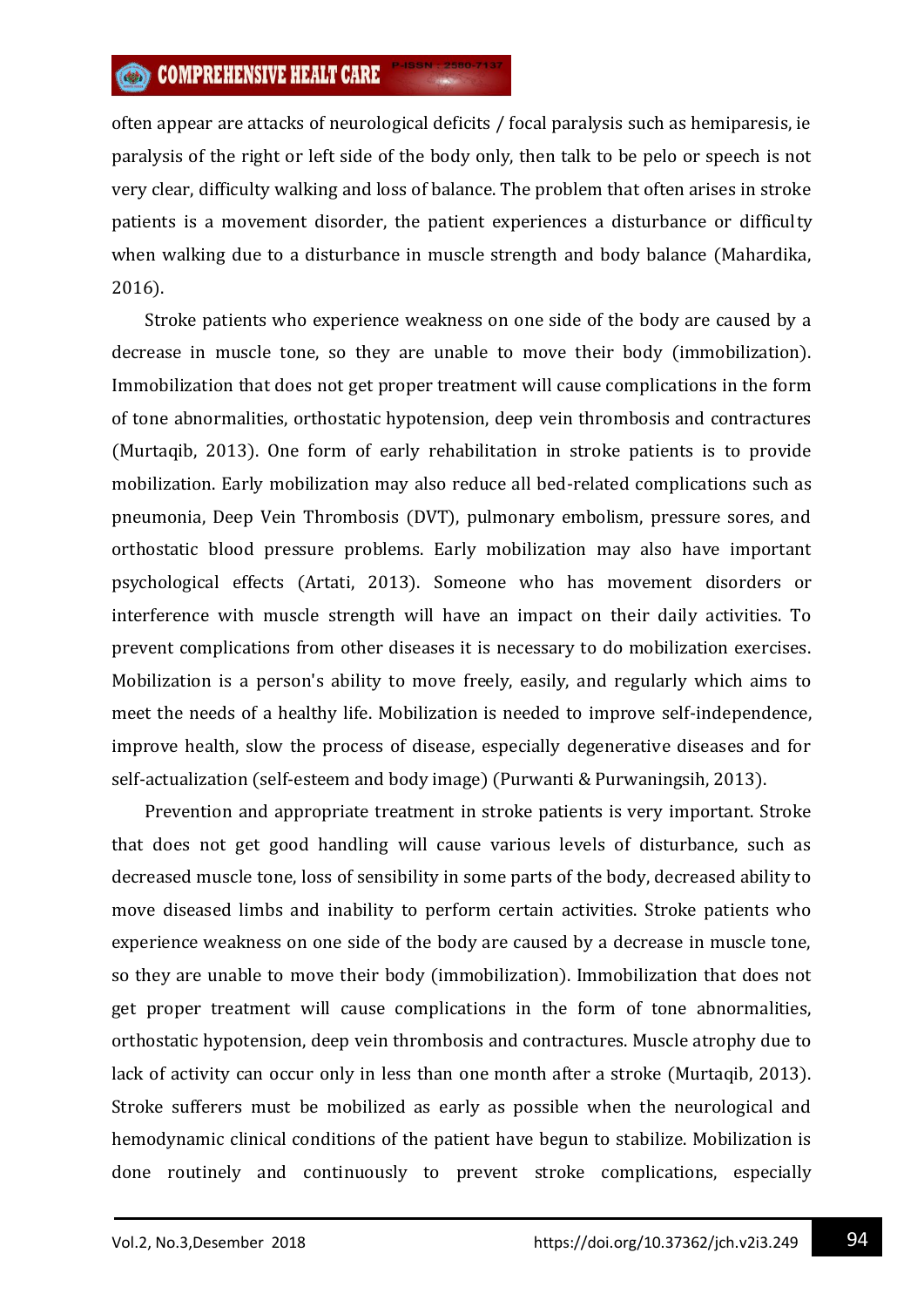often appear are attacks of neurological deficits / focal paralysis such as hemiparesis, ie paralysis of the right or left side of the body only, then talk to be pelo or speech is not very clear, difficulty walking and loss of balance. The problem that often arises in stroke patients is a movement disorder, the patient experiences a disturbance or difficulty when walking due to a disturbance in muscle strength and body balance (Mahardika, 2016).

Stroke patients who experience weakness on one side of the body are caused by a decrease in muscle tone, so they are unable to move their body (immobilization). Immobilization that does not get proper treatment will cause complications in the form of tone abnormalities, orthostatic hypotension, deep vein thrombosis and contractures (Murtaqib, 2013). One form of early rehabilitation in stroke patients is to provide mobilization. Early mobilization may also reduce all bed-related complications such as pneumonia, Deep Vein Thrombosis (DVT), pulmonary embolism, pressure sores, and orthostatic blood pressure problems. Early mobilization may also have important psychological effects (Artati, 2013). Someone who has movement disorders or interference with muscle strength will have an impact on their daily activities. To prevent complications from other diseases it is necessary to do mobilization exercises. Mobilization is a person's ability to move freely, easily, and regularly which aims to meet the needs of a healthy life. Mobilization is needed to improve self-independence, improve health, slow the process of disease, especially degenerative diseases and for self-actualization (self-esteem and body image) (Purwanti & Purwaningsih, 2013).

Prevention and appropriate treatment in stroke patients is very important. Stroke that does not get good handling will cause various levels of disturbance, such as decreased muscle tone, loss of sensibility in some parts of the body, decreased ability to move diseased limbs and inability to perform certain activities. Stroke patients who experience weakness on one side of the body are caused by a decrease in muscle tone, so they are unable to move their body (immobilization). Immobilization that does not get proper treatment will cause complications in the form of tone abnormalities, orthostatic hypotension, deep vein thrombosis and contractures. Muscle atrophy due to lack of activity can occur only in less than one month after a stroke (Murtaqib, 2013). Stroke sufferers must be mobilized as early as possible when the neurological and hemodynamic clinical conditions of the patient have begun to stabilize. Mobilization is done routinely and continuously to prevent stroke complications, especially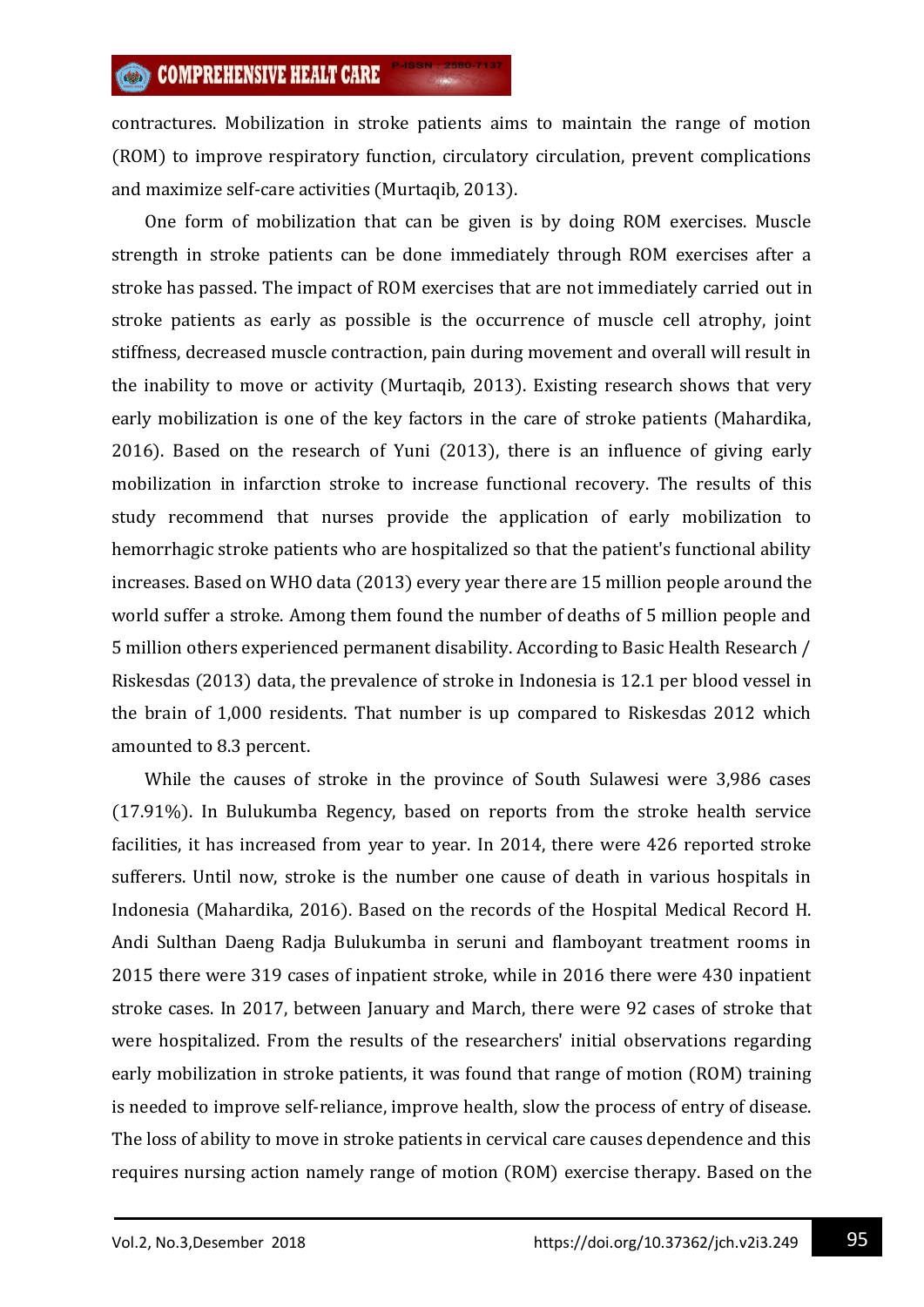contractures. Mobilization in stroke patients aims to maintain the range of motion (ROM) to improve respiratory function, circulatory circulation, prevent complications and maximize self-care activities (Murtaqib, 2013).

One form of mobilization that can be given is by doing ROM exercises. Muscle strength in stroke patients can be done immediately through ROM exercises after a stroke has passed. The impact of ROM exercises that are not immediately carried out in stroke patients as early as possible is the occurrence of muscle cell atrophy, joint stiffness, decreased muscle contraction, pain during movement and overall will result in the inability to move or activity (Murtaqib, 2013). Existing research shows that very early mobilization is one of the key factors in the care of stroke patients (Mahardika, 2016). Based on the research of Yuni (2013), there is an influence of giving early mobilization in infarction stroke to increase functional recovery. The results of this study recommend that nurses provide the application of early mobilization to hemorrhagic stroke patients who are hospitalized so that the patient's functional ability increases. Based on WHO data (2013) every year there are 15 million people around the world suffer a stroke. Among them found the number of deaths of 5 million people and 5 million others experienced permanent disability. According to Basic Health Research / Riskesdas (2013) data, the prevalence of stroke in Indonesia is 12.1 per blood vessel in the brain of 1,000 residents. That number is up compared to Riskesdas 2012 which amounted to 8.3 percent.

While the causes of stroke in the province of South Sulawesi were 3,986 cases (17.91%). In Bulukumba Regency, based on reports from the stroke health service facilities, it has increased from year to year. In 2014, there were 426 reported stroke sufferers. Until now, stroke is the number one cause of death in various hospitals in Indonesia (Mahardika, 2016). Based on the records of the Hospital Medical Record H. Andi Sulthan Daeng Radja Bulukumba in seruni and flamboyant treatment rooms in 2015 there were 319 cases of inpatient stroke, while in 2016 there were 430 inpatient stroke cases. In 2017, between January and March, there were 92 cases of stroke that were hospitalized. From the results of the researchers' initial observations regarding early mobilization in stroke patients, it was found that range of motion (ROM) training is needed to improve self-reliance, improve health, slow the process of entry of disease. The loss of ability to move in stroke patients in cervical care causes dependence and this requires nursing action namely range of motion (ROM) exercise therapy. Based on the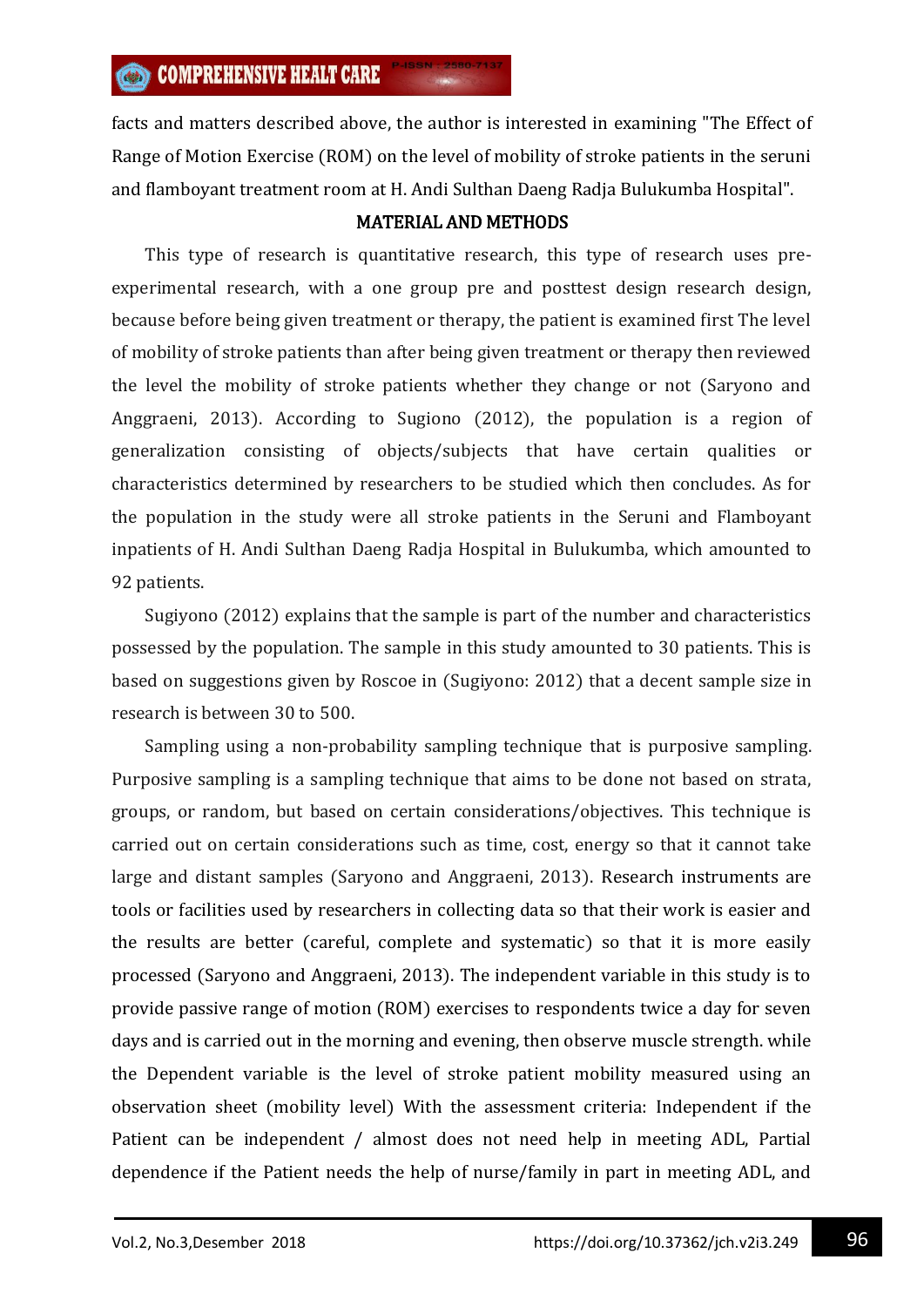facts and matters described above, the author is interested in examining "The Effect of Range of Motion Exercise (ROM) on the level of mobility of stroke patients in the seruni and flamboyant treatment room at H. Andi Sulthan Daeng Radja Bulukumba Hospital".

## MATERIAL AND METHODS

This type of research is quantitative research, this type of research uses pre-experimental research, with a one group pre and posttest design research design, because before being given treatment or therapy, the patient is examined first The level of mobility of stroke patients than after being given treatment or therapy then reviewed the level the mobility of stroke patients whether they change or not (Saryono and Anggraeni, 2013). According to Sugiono (2012), the population is a region of generalization consisting of objects/subjects that have certain qualities or characteristics determined by researchers to be studied which then concludes. As for the population in the study were all stroke patients in the Seruni and Flamboyant inpatients of H. Andi Sulthan Daeng Radja Hospital in Bulukumba, which amounted to 92 patients.

Sugiyono (2012) explains that the sample is part of the number and characteristics possessed by the population. The sample in this study amounted to 30 patients. This is based on suggestions given by Roscoe in (Sugiyono: 2012) that a decent sample size in research is between 30 to 500.

Sampling using a non-probability sampling technique that is purposive sampling. Purposive sampling is a sampling technique that aims to be done not based on strata, groups, or random, but based on certain considerations/objectives. This technique is carried out on certain considerations such as time, cost, energy so that it cannot take large and distant samples (Saryono and Anggraeni, 2013). Research instruments are tools or facilities used by researchers in collecting data so that their work is easier and the results are better (careful, complete and systematic) so that it is more easily processed (Saryono and Anggraeni, 2013). The independent variable in this study is to provide passive range of motion (ROM) exercises to respondents twice a day for seven days and is carried out in the morning and evening, then observe muscle strength. while the Dependent variable is the level of stroke patient mobility measured using an observation sheet (mobility level) With the assessment criteria: Independent if the Patient can be independent / almost does not need help in meeting ADL, Partial dependence if the Patient needs the help of nurse/family in part in meeting ADL, and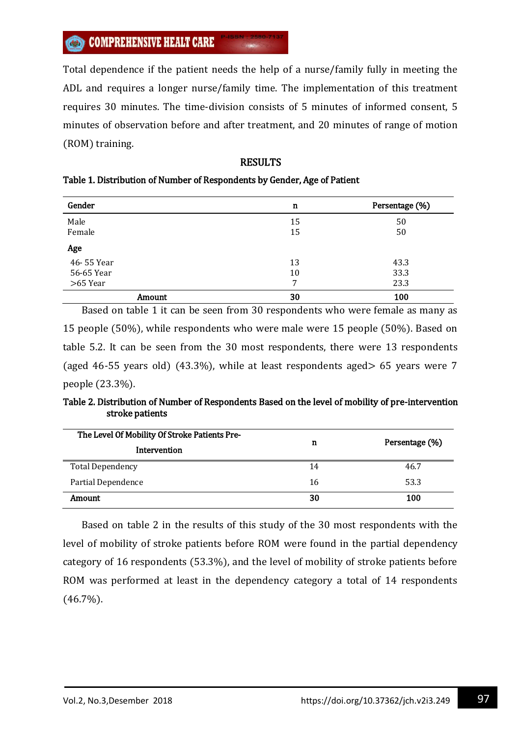Total dependence if the patient needs the help of a nurse/family fully in meeting the ADL and requires a longer nurse/family time. The implementation of this treatment requires 30 minutes. The time-division consists of 5 minutes of informed consent, 5 minutes of observation before and after treatment, and 20 minutes of range of motion (ROM) training.

## RESULTS

**Table 1. Distribution of Number of Respondents by Gender, Age of Patient**

| Gender | n | Persentage (%) |
|---|---|---|
| Male | 15 | 50 |
| Female | 15 | 50 |
| **Age** | | |
| 46- 55 Year | 13 | 43.3 |
| 56-65 Year | 10 | 33.3 |
| >65 Year | 7 | 23.3 |
| **Amount** | **30** | **100** |

Based on table 1 it can be seen from 30 respondents who were female as many as 15 people (50%), while respondents who were male were 15 people (50%). Based on table 5.2. It can be seen from the 30 most respondents, there were 13 respondents (aged 46-55 years old) (43.3%), while at least respondents aged> 65 years were 7 people (23.3%).

**Table 2. Distribution of Number of Respondents Based on the level of mobility of pre-intervention stroke patients**

| The Level Of Mobility Of Stroke Patients Pre-Intervention | n | Persentage (%) |
|---|---|---|
| Total Dependency | 14 | 46.7 |
| Partial Dependence | 16 | 53.3 |
| **Amount** | **30** | **100** |

Based on table 2 in the results of this study of the 30 most respondents with the level of mobility of stroke patients before ROM were found in the partial dependency category of 16 respondents (53.3%), and the level of mobility of stroke patients before ROM was performed at least in the dependency category a total of 14 respondents (46.7%).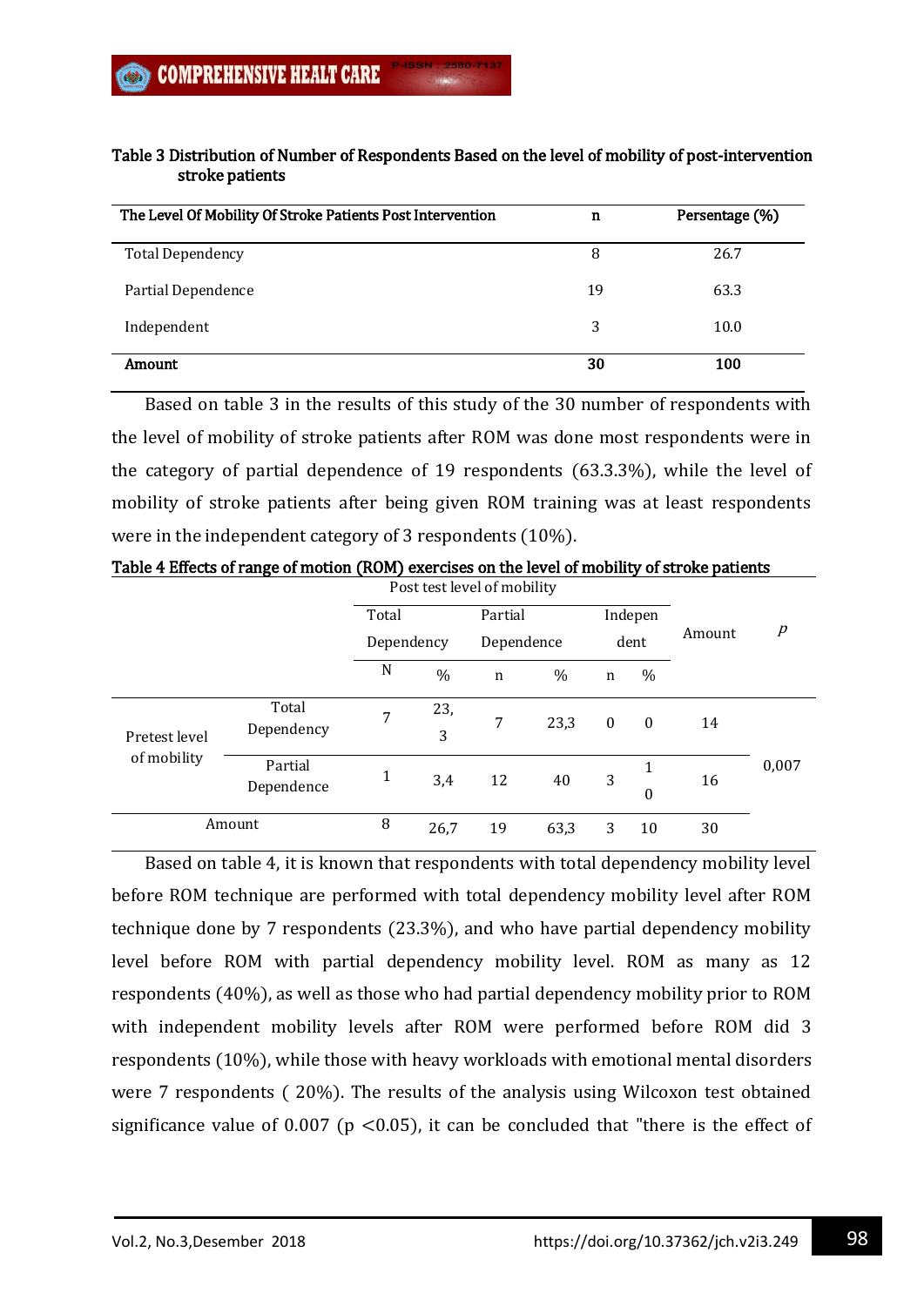**Table 3 Distribution of Number of Respondents Based on the level of mobility of post-intervention stroke patients**

| The Level Of Mobility Of Stroke Patients Post Intervention | n | Persentage (%) |
|---|---|---|
| Total Dependency | 8 | 26.7 |
| Partial Dependence | 19 | 63.3 |
| Independent | 3 | 10.0 |
| **Amount** | **30** | **100** |

Based on table 3 in the results of this study of the 30 number of respondents with the level of mobility of stroke patients after ROM was done most respondents were in the category of partial dependence of 19 respondents (63.3.3%), while the level of mobility of stroke patients after being given ROM training was at least respondents were in the independent category of 3 respondents (10%).

**Table 4 Effects of range of motion (ROM) exercises on the level of mobility of stroke patients**

| | | Post test level of mobility | | | | | | Amount | *p* |
|---|---|---|---|---|---|---|---|---|---|
| | | Total Dependency | | Partial Dependence | | Independent | | | |
| | | N | % | n | % | n | % | | |
| Pretest level of mobility | Total Dependency | 7 | 23,3 | 7 | 23,3 | 0 | 0 | 14 | 0,007 |
| | Partial Dependence | 1 | 3,4 | 12 | 40 | 3 | 10 | 16 | |
| Amount | | 8 | 26,7 | 19 | 63,3 | 3 | 10 | 30 | |

Based on table 4, it is known that respondents with total dependency mobility level before ROM technique are performed with total dependency mobility level after ROM technique done by 7 respondents (23.3%), and who have partial dependency mobility level before ROM with partial dependency mobility level. ROM as many as 12 respondents (40%), as well as those who had partial dependency mobility prior to ROM with independent mobility levels after ROM were performed before ROM did 3 respondents (10%), while those with heavy workloads with emotional mental disorders were 7 respondents ( 20%). The results of the analysis using Wilcoxon test obtained significance value of 0.007 ($p < 0.05$), it can be concluded that "there is the effect of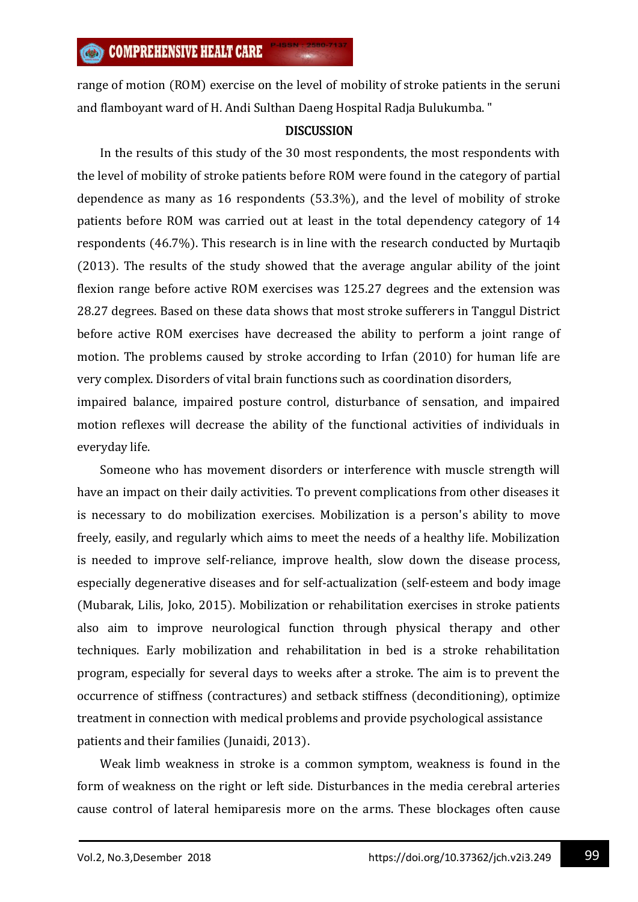range of motion (ROM) exercise on the level of mobility of stroke patients in the seruni and flamboyant ward of H. Andi Sulthan Daeng Hospital Radja Bulukumba. "

## DISCUSSION

In the results of this study of the 30 most respondents, the most respondents with the level of mobility of stroke patients before ROM were found in the category of partial dependence as many as 16 respondents (53.3%), and the level of mobility of stroke patients before ROM was carried out at least in the total dependency category of 14 respondents (46.7%). This research is in line with the research conducted by Murtaqib (2013). The results of the study showed that the average angular ability of the joint flexion range before active ROM exercises was 125.27 degrees and the extension was 28.27 degrees. Based on these data shows that most stroke sufferers in Tanggul District before active ROM exercises have decreased the ability to perform a joint range of motion. The problems caused by stroke according to Irfan (2010) for human life are very complex. Disorders of vital brain functions such as coordination disorders, impaired balance, impaired posture control, disturbance of sensation, and impaired motion reflexes will decrease the ability of the functional activities of individuals in everyday life.

Someone who has movement disorders or interference with muscle strength will have an impact on their daily activities. To prevent complications from other diseases it is necessary to do mobilization exercises. Mobilization is a person's ability to move freely, easily, and regularly which aims to meet the needs of a healthy life. Mobilization is needed to improve self-reliance, improve health, slow down the disease process, especially degenerative diseases and for self-actualization (self-esteem and body image (Mubarak, Lilis, Joko, 2015). Mobilization or rehabilitation exercises in stroke patients also aim to improve neurological function through physical therapy and other techniques. Early mobilization and rehabilitation in bed is a stroke rehabilitation program, especially for several days to weeks after a stroke. The aim is to prevent the occurrence of stiffness (contractures) and setback stiffness (deconditioning), optimize treatment in connection with medical problems and provide psychological assistance patients and their families (Junaidi, 2013).

Weak limb weakness in stroke is a common symptom, weakness is found in the form of weakness on the right or left side. Disturbances in the media cerebral arteries cause control of lateral hemiparesis more on the arms. These blockages often cause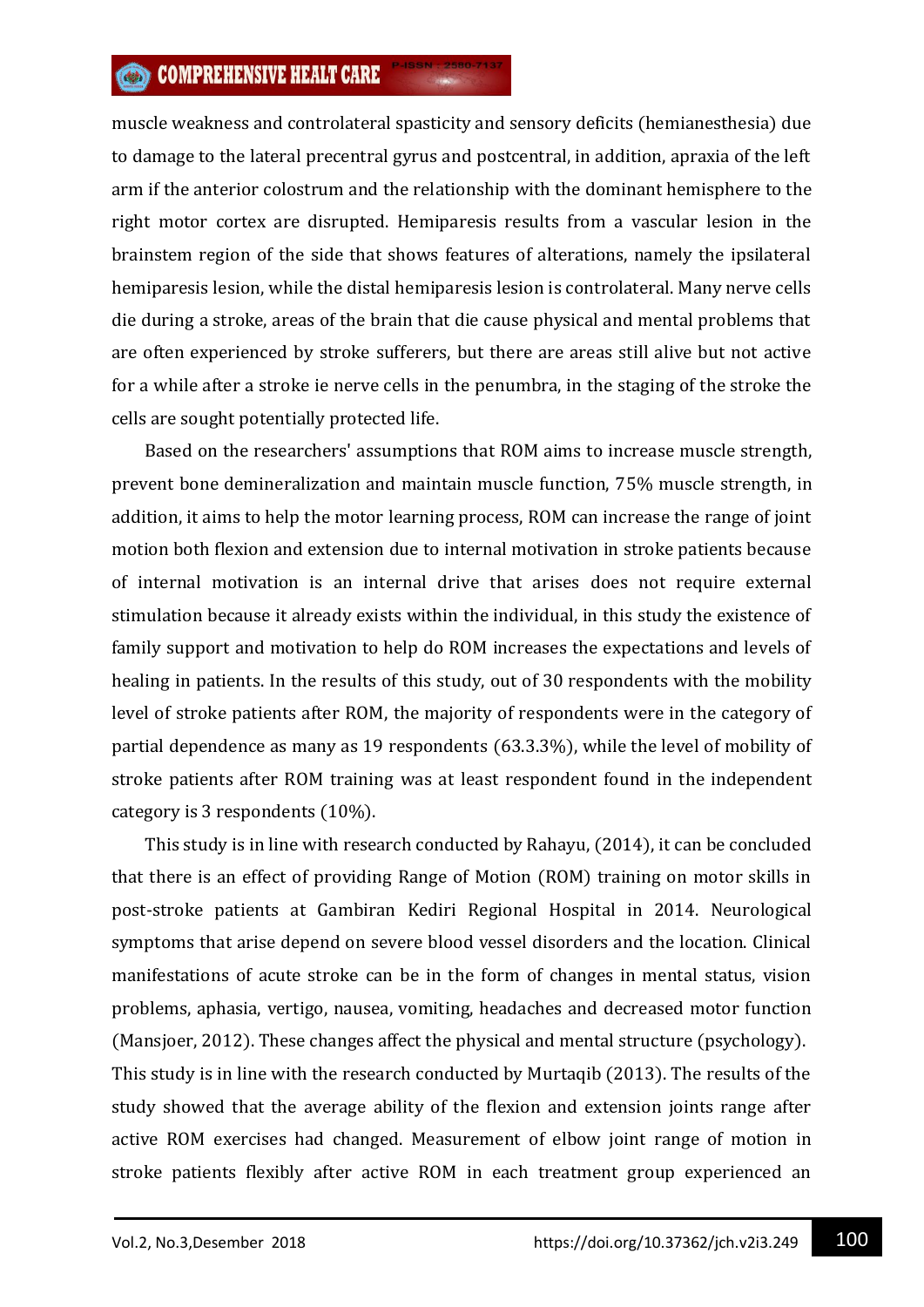muscle weakness and controlateral spasticity and sensory deficits (hemianesthesia) due to damage to the lateral precentral gyrus and postcentral, in addition, apraxia of the left arm if the anterior colostrum and the relationship with the dominant hemisphere to the right motor cortex are disrupted. Hemiparesis results from a vascular lesion in the brainstem region of the side that shows features of alterations, namely the ipsilateral hemiparesis lesion, while the distal hemiparesis lesion is controlateral. Many nerve cells die during a stroke, areas of the brain that die cause physical and mental problems that are often experienced by stroke sufferers, but there are areas still alive but not active for a while after a stroke ie nerve cells in the penumbra, in the staging of the stroke the cells are sought potentially protected life.

Based on the researchers' assumptions that ROM aims to increase muscle strength, prevent bone demineralization and maintain muscle function, 75% muscle strength, in addition, it aims to help the motor learning process, ROM can increase the range of joint motion both flexion and extension due to internal motivation in stroke patients because of internal motivation is an internal drive that arises does not require external stimulation because it already exists within the individual, in this study the existence of family support and motivation to help do ROM increases the expectations and levels of healing in patients. In the results of this study, out of 30 respondents with the mobility level of stroke patients after ROM, the majority of respondents were in the category of partial dependence as many as 19 respondents (63.3.3%), while the level of mobility of stroke patients after ROM training was at least respondent found in the independent category is 3 respondents (10%).

This study is in line with research conducted by Rahayu, (2014), it can be concluded that there is an effect of providing Range of Motion (ROM) training on motor skills in post-stroke patients at Gambiran Kediri Regional Hospital in 2014. Neurological symptoms that arise depend on severe blood vessel disorders and the location. Clinical manifestations of acute stroke can be in the form of changes in mental status, vision problems, aphasia, vertigo, nausea, vomiting, headaches and decreased motor function (Mansjoer, 2012). These changes affect the physical and mental structure (psychology). This study is in line with the research conducted by Murtaqib (2013). The results of the study showed that the average ability of the flexion and extension joints range after active ROM exercises had changed. Measurement of elbow joint range of motion in stroke patients flexibly after active ROM in each treatment group experienced an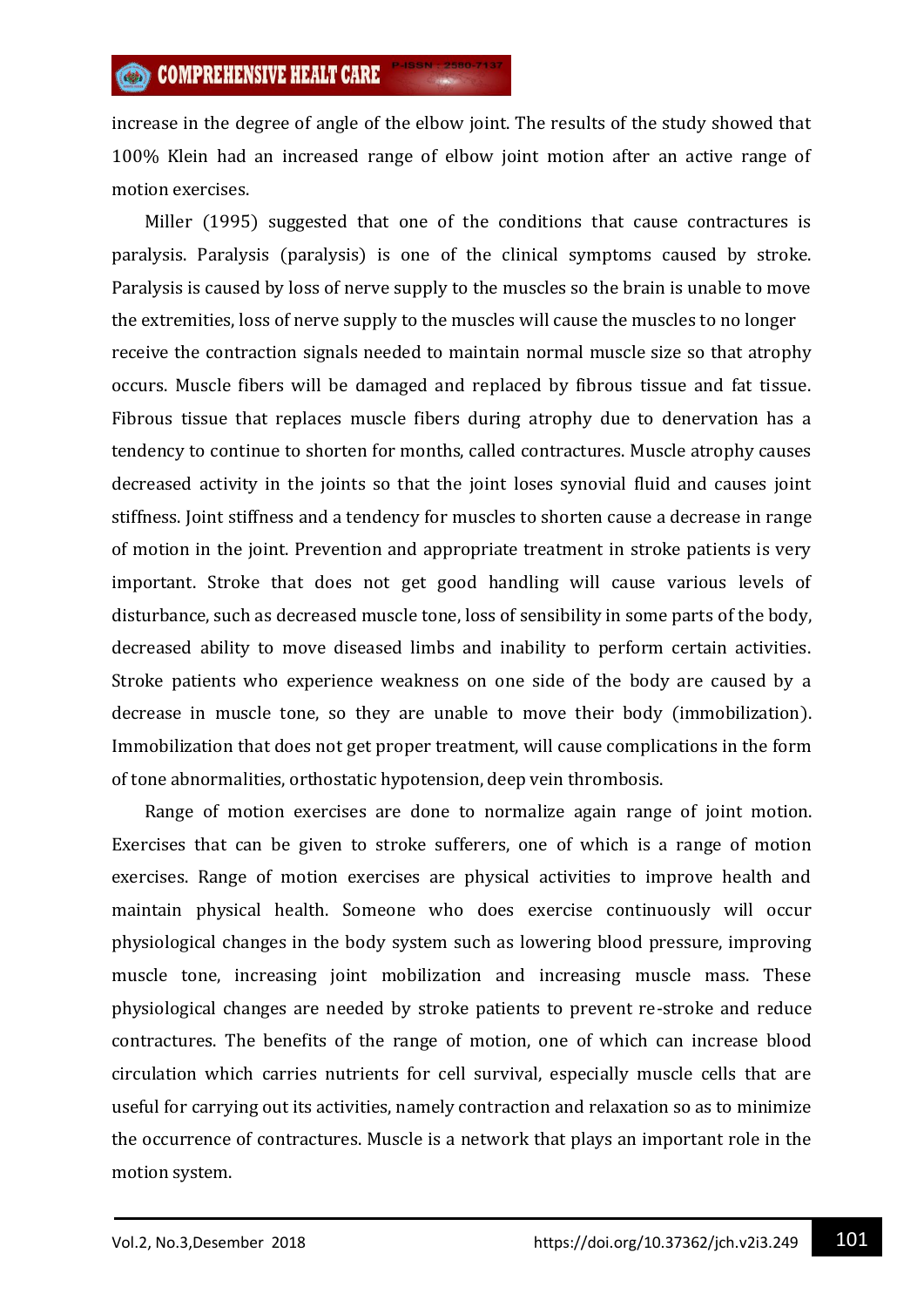increase in the degree of angle of the elbow joint. The results of the study showed that 100% Klein had an increased range of elbow joint motion after an active range of motion exercises.

Miller (1995) suggested that one of the conditions that cause contractures is paralysis. Paralysis (paralysis) is one of the clinical symptoms caused by stroke. Paralysis is caused by loss of nerve supply to the muscles so the brain is unable to move the extremities, loss of nerve supply to the muscles will cause the muscles to no longer receive the contraction signals needed to maintain normal muscle size so that atrophy occurs. Muscle fibers will be damaged and replaced by fibrous tissue and fat tissue. Fibrous tissue that replaces muscle fibers during atrophy due to denervation has a tendency to continue to shorten for months, called contractures. Muscle atrophy causes decreased activity in the joints so that the joint loses synovial fluid and causes joint stiffness. Joint stiffness and a tendency for muscles to shorten cause a decrease in range of motion in the joint. Prevention and appropriate treatment in stroke patients is very important. Stroke that does not get good handling will cause various levels of disturbance, such as decreased muscle tone, loss of sensibility in some parts of the body, decreased ability to move diseased limbs and inability to perform certain activities. Stroke patients who experience weakness on one side of the body are caused by a decrease in muscle tone, so they are unable to move their body (immobilization). Immobilization that does not get proper treatment, will cause complications in the form of tone abnormalities, orthostatic hypotension, deep vein thrombosis.

Range of motion exercises are done to normalize again range of joint motion. Exercises that can be given to stroke sufferers, one of which is a range of motion exercises. Range of motion exercises are physical activities to improve health and maintain physical health. Someone who does exercise continuously will occur physiological changes in the body system such as lowering blood pressure, improving muscle tone, increasing joint mobilization and increasing muscle mass. These physiological changes are needed by stroke patients to prevent re-stroke and reduce contractures. The benefits of the range of motion, one of which can increase blood circulation which carries nutrients for cell survival, especially muscle cells that are useful for carrying out its activities, namely contraction and relaxation so as to minimize the occurrence of contractures. Muscle is a network that plays an important role in the motion system.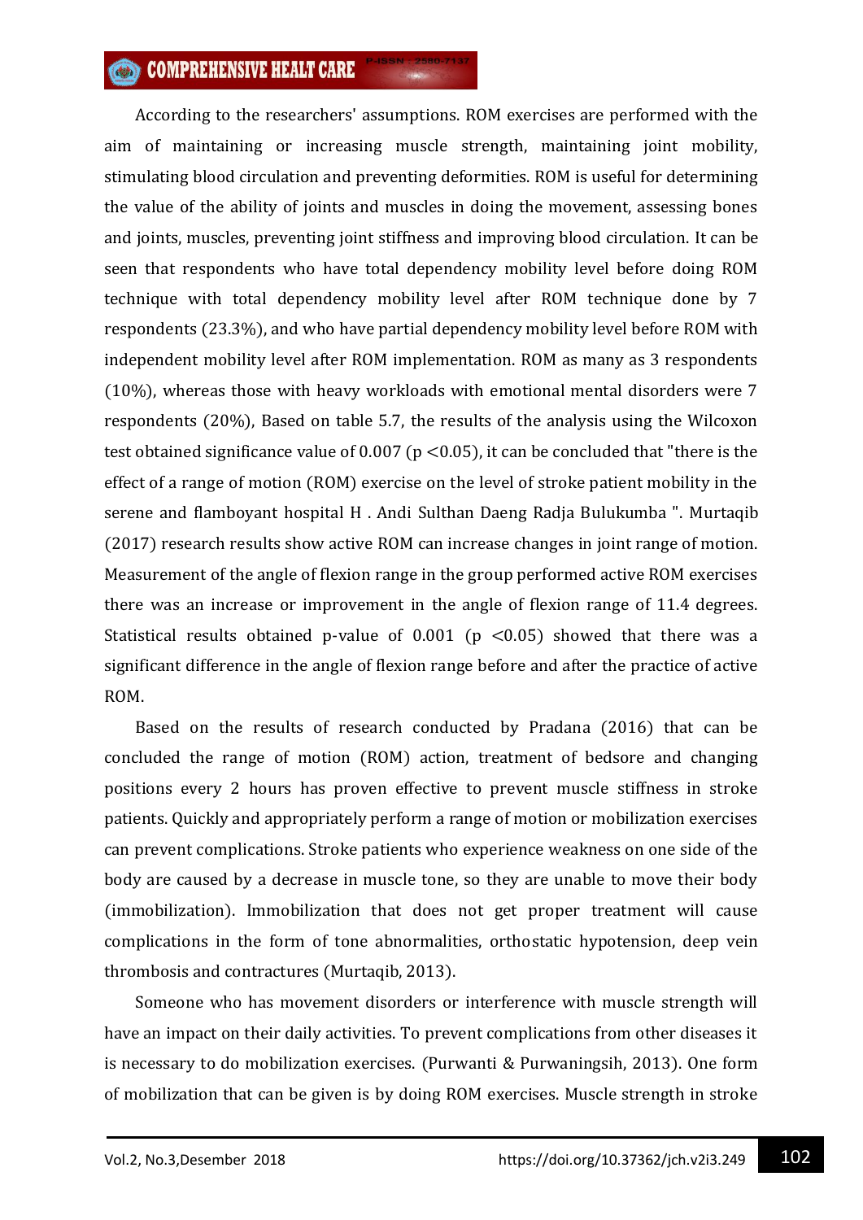According to the researchers' assumptions. ROM exercises are performed with the aim of maintaining or increasing muscle strength, maintaining joint mobility, stimulating blood circulation and preventing deformities. ROM is useful for determining the value of the ability of joints and muscles in doing the movement, assessing bones and joints, muscles, preventing joint stiffness and improving blood circulation. It can be seen that respondents who have total dependency mobility level before doing ROM technique with total dependency mobility level after ROM technique done by 7 respondents (23.3%), and who have partial dependency mobility level before ROM with independent mobility level after ROM implementation. ROM as many as 3 respondents (10%), whereas those with heavy workloads with emotional mental disorders were 7 respondents (20%), Based on table 5.7, the results of the analysis using the Wilcoxon test obtained significance value of 0.007 ($p < 0.05$), it can be concluded that "there is the effect of a range of motion (ROM) exercise on the level of stroke patient mobility in the serene and flamboyant hospital H . Andi Sulthan Daeng Radja Bulukumba ". Murtaqib (2017) research results show active ROM can increase changes in joint range of motion. Measurement of the angle of flexion range in the group performed active ROM exercises there was an increase or improvement in the angle of flexion range of 11.4 degrees. Statistical results obtained p-value of 0.001 ($p < 0.05$) showed that there was a significant difference in the angle of flexion range before and after the practice of active ROM.

Based on the results of research conducted by Pradana (2016) that can be concluded the range of motion (ROM) action, treatment of bedsore and changing positions every 2 hours has proven effective to prevent muscle stiffness in stroke patients. Quickly and appropriately perform a range of motion or mobilization exercises can prevent complications. Stroke patients who experience weakness on one side of the body are caused by a decrease in muscle tone, so they are unable to move their body (immobilization). Immobilization that does not get proper treatment will cause complications in the form of tone abnormalities, orthostatic hypotension, deep vein thrombosis and contractures (Murtaqib, 2013).

Someone who has movement disorders or interference with muscle strength will have an impact on their daily activities. To prevent complications from other diseases it is necessary to do mobilization exercises. (Purwanti & Purwaningsih, 2013). One form of mobilization that can be given is by doing ROM exercises. Muscle strength in stroke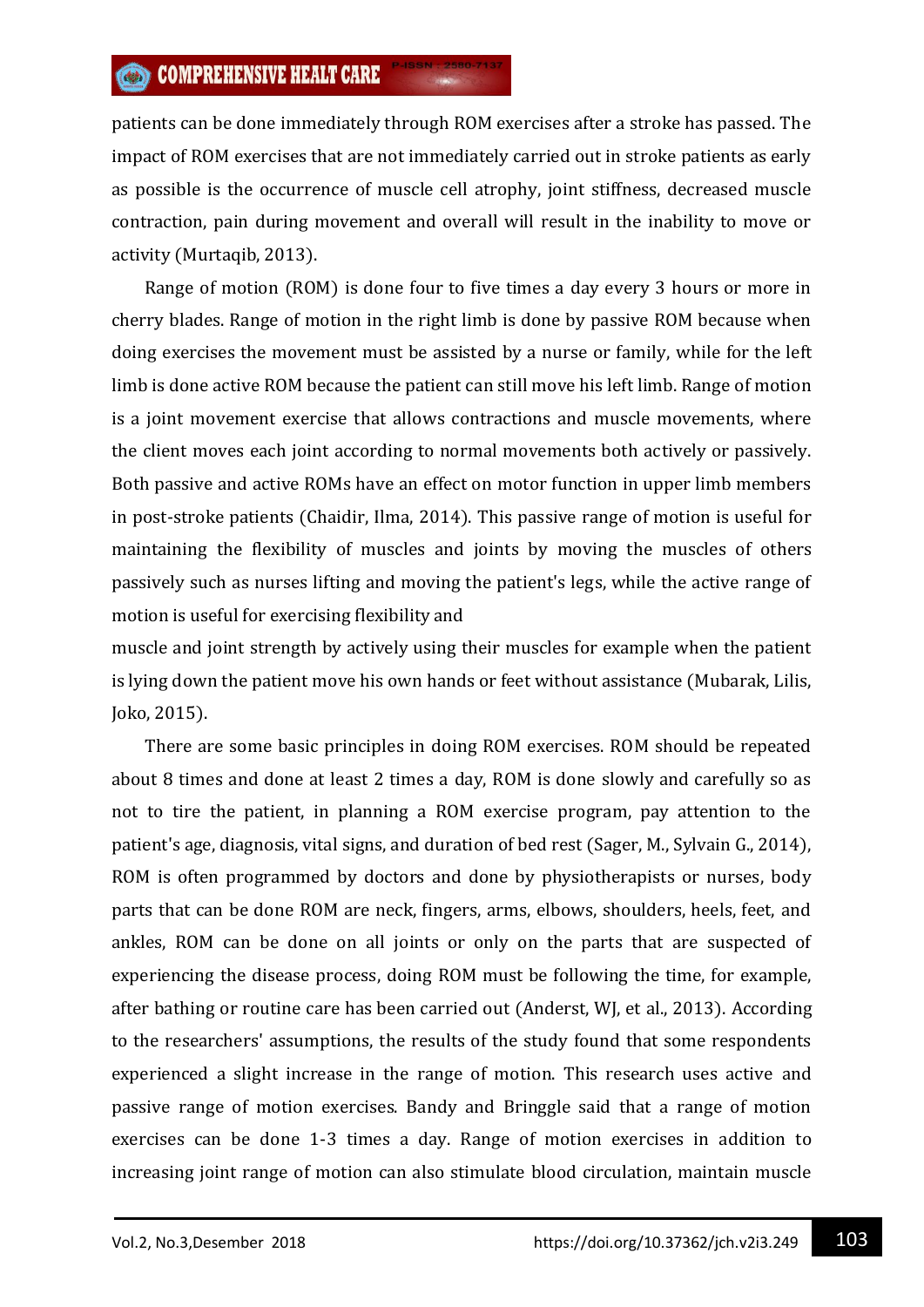patients can be done immediately through ROM exercises after a stroke has passed. The impact of ROM exercises that are not immediately carried out in stroke patients as early as possible is the occurrence of muscle cell atrophy, joint stiffness, decreased muscle contraction, pain during movement and overall will result in the inability to move or activity (Murtaqib, 2013).

Range of motion (ROM) is done four to five times a day every 3 hours or more in cherry blades. Range of motion in the right limb is done by passive ROM because when doing exercises the movement must be assisted by a nurse or family, while for the left limb is done active ROM because the patient can still move his left limb. Range of motion is a joint movement exercise that allows contractions and muscle movements, where the client moves each joint according to normal movements both actively or passively. Both passive and active ROMs have an effect on motor function in upper limb members in post-stroke patients (Chaidir, Ilma, 2014). This passive range of motion is useful for maintaining the flexibility of muscles and joints by moving the muscles of others passively such as nurses lifting and moving the patient's legs, while the active range of motion is useful for exercising flexibility and muscle and joint strength by actively using their muscles for example when the patient is lying down the patient move his own hands or feet without assistance (Mubarak, Lilis, Joko, 2015).

There are some basic principles in doing ROM exercises. ROM should be repeated about 8 times and done at least 2 times a day, ROM is done slowly and carefully so as not to tire the patient, in planning a ROM exercise program, pay attention to the patient's age, diagnosis, vital signs, and duration of bed rest (Sager, M., Sylvain G., 2014), ROM is often programmed by doctors and done by physiotherapists or nurses, body parts that can be done ROM are neck, fingers, arms, elbows, shoulders, heels, feet, and ankles, ROM can be done on all joints or only on the parts that are suspected of experiencing the disease process, doing ROM must be following the time, for example, after bathing or routine care has been carried out (Anderst, WJ, et al., 2013). According to the researchers' assumptions, the results of the study found that some respondents experienced a slight increase in the range of motion. This research uses active and passive range of motion exercises. Bandy and Bringgle said that a range of motion exercises can be done 1-3 times a day. Range of motion exercises in addition to increasing joint range of motion can also stimulate blood circulation, maintain muscle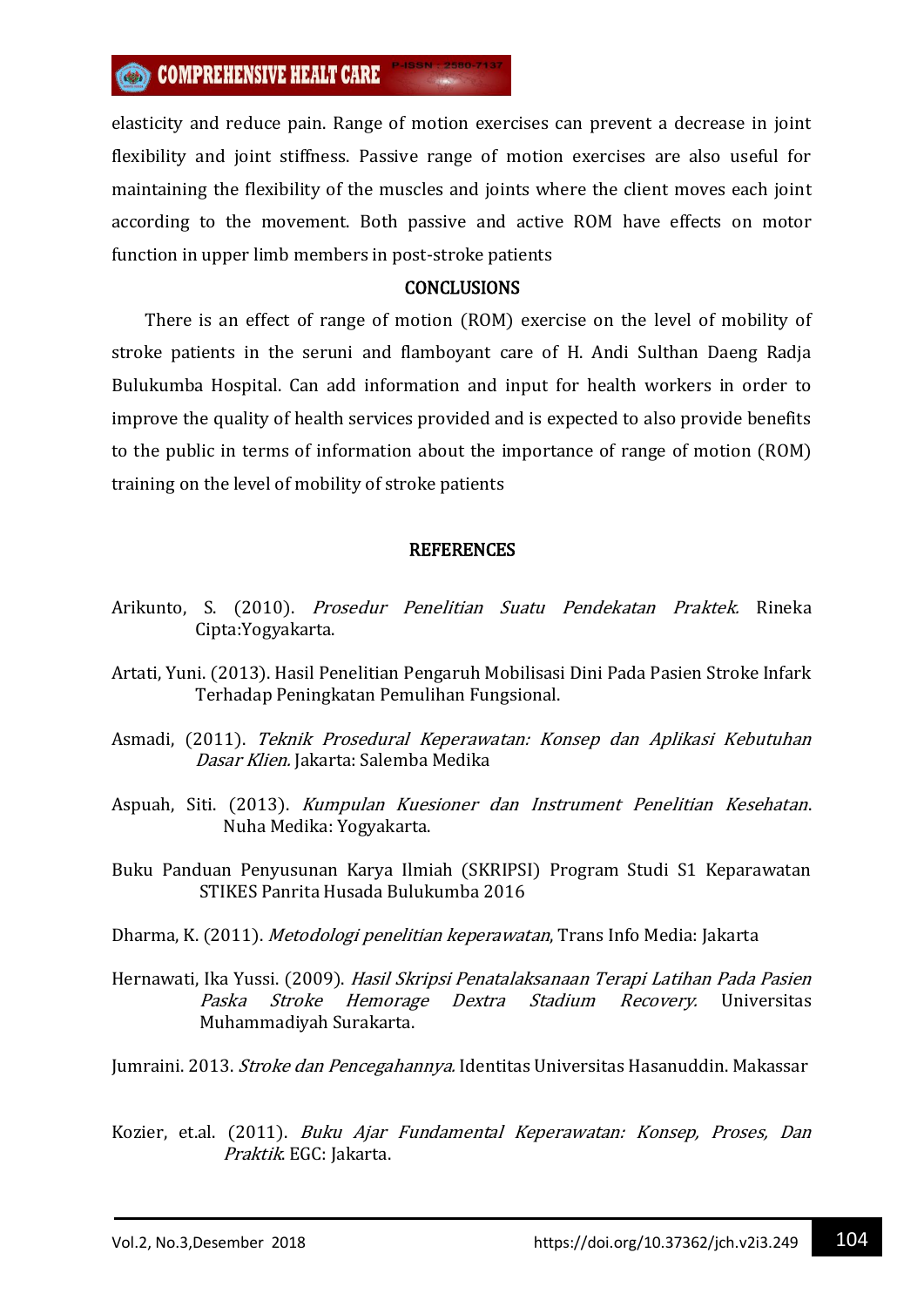elasticity and reduce pain. Range of motion exercises can prevent a decrease in joint flexibility and joint stiffness. Passive range of motion exercises are also useful for maintaining the flexibility of the muscles and joints where the client moves each joint according to the movement. Both passive and active ROM have effects on motor function in upper limb members in post-stroke patients

## CONCLUSIONS

There is an effect of range of motion (ROM) exercise on the level of mobility of stroke patients in the seruni and flamboyant care of H. Andi Sulthan Daeng Radja Bulukumba Hospital. Can add information and input for health workers in order to improve the quality of health services provided and is expected to also provide benefits to the public in terms of information about the importance of range of motion (ROM) training on the level of mobility of stroke patients

## REFERENCES

Arikunto, S. (2010). *Prosedur Penelitian Suatu Pendekatan Praktek.* Rineka Cipta:Yogyakarta.

Artati, Yuni. (2013). Hasil Penelitian Pengaruh Mobilisasi Dini Pada Pasien Stroke Infark Terhadap Peningkatan Pemulihan Fungsional.

Asmadi, (2011). *Teknik Prosedural Keperawatan: Konsep dan Aplikasi Kebutuhan Dasar Klien.* Jakarta: Salemba Medika

Aspuah, Siti. (2013). *Kumpulan Kuesioner dan Instrument Penelitian Kesehatan*. Nuha Medika: Yogyakarta.

Buku Panduan Penyusunan Karya Ilmiah (SKRIPSI) Program Studi S1 Keparawatan STIKES Panrita Husada Bulukumba 2016

Dharma, K. (2011). *Metodologi penelitian keperawatan*, Trans Info Media: Jakarta

Hernawati, Ika Yussi. (2009). *Hasil Skripsi Penatalaksanaan Terapi Latihan Pada Pasien Paska Stroke Hemorage Dextra Stadium Recovery.* Universitas Muhammadiyah Surakarta.

Jumraini. 2013. *Stroke dan Pencegahannya.* Identitas Universitas Hasanuddin. Makassar

Kozier, et.al. (2011). *Buku Ajar Fundamental Keperawatan: Konsep, Proses, Dan Praktik.* EGC: Jakarta.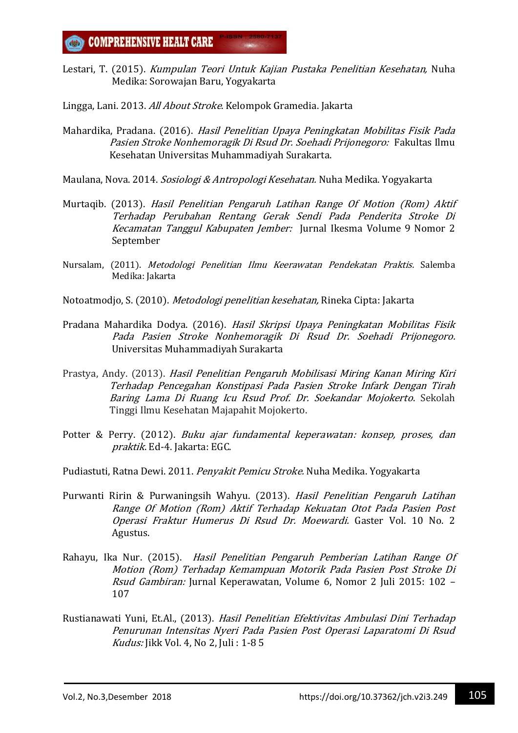Lestari, T. (2015). *Kumpulan Teori Untuk Kajian Pustaka Penelitian Kesehatan,* Nuha Medika: Sorowajan Baru, Yogyakarta

Lingga, Lani. 2013. *All About Stroke*. Kelompok Gramedia. Jakarta

Mahardika, Pradana. (2016). *Hasil Penelitian Upaya Peningkatan Mobilitas Fisik Pada Pasien Stroke Nonhemoragik Di Rsud Dr. Soehadi Prijonegoro:* Fakultas Ilmu Kesehatan Universitas Muhammadiyah Surakarta.

Maulana, Nova. 2014. *Sosiologi & Antropologi Kesehatan.* Nuha Medika. Yogyakarta

Murtaqib. (2013). *Hasil Penelitian Pengaruh Latihan Range Of Motion (Rom) Aktif Terhadap Perubahan Rentang Gerak Sendi Pada Penderita Stroke Di Kecamatan Tanggul Kabupaten Jember:* Jurnal Ikesma Volume 9 Nomor 2 September

Nursalam, (2011). *Metodologi Penelitian Ilmu Keerawatan Pendekatan Praktis.* Salemba Medika: Jakarta

Notoatmodjo, S. (2010). *Metodologi penelitian kesehatan,* Rineka Cipta: Jakarta

Pradana Mahardika Dodya. (2016). *Hasil Skripsi Upaya Peningkatan Mobilitas Fisik Pada Pasien Stroke Nonhemoragik Di Rsud Dr. Soehadi Prijonegoro.* Universitas Muhammadiyah Surakarta

Prastya, Andy. (2013). *Hasil Penelitian Pengaruh Mobilisasi Miring Kanan Miring Kiri Terhadap Pencegahan Konstipasi Pada Pasien Stroke Infark Dengan Tirah Baring Lama Di Ruang Icu Rsud Prof. Dr. Soekandar Mojokerto*. Sekolah Tinggi Ilmu Kesehatan Majapahit Mojokerto.

Potter & Perry. (2012). *Buku ajar fundamental keperawatan: konsep, proses, dan praktik*. Ed-4. Jakarta: EGC.

Pudiastuti, Ratna Dewi. 2011. *Penyakit Pemicu Stroke.* Nuha Medika. Yogyakarta

Purwanti Ririn & Purwaningsih Wahyu. (2013). *Hasil Penelitian Pengaruh Latihan Range Of Motion (Rom) Aktif Terhadap Kekuatan Otot Pada Pasien Post Operasi Fraktur Humerus Di Rsud Dr. Moewardi.* Gaster Vol. 10 No. 2 Agustus.

Rahayu, Ika Nur. (2015). *Hasil Penelitian Pengaruh Pemberian Latihan Range Of Motion (Rom) Terhadap Kemampuan Motorik Pada Pasien Post Stroke Di Rsud Gambiran:* Jurnal Keperawatan, Volume 6, Nomor 2 Juli 2015: 102 – 107

Rustianawati Yuni, Et.Al., (2013). *Hasil Penelitian Efektivitas Ambulasi Dini Terhadap Penurunan Intensitas Nyeri Pada Pasien Post Operasi Laparatomi Di Rsud Kudus:* Jikk Vol. 4, No 2, Juli : 1-8 5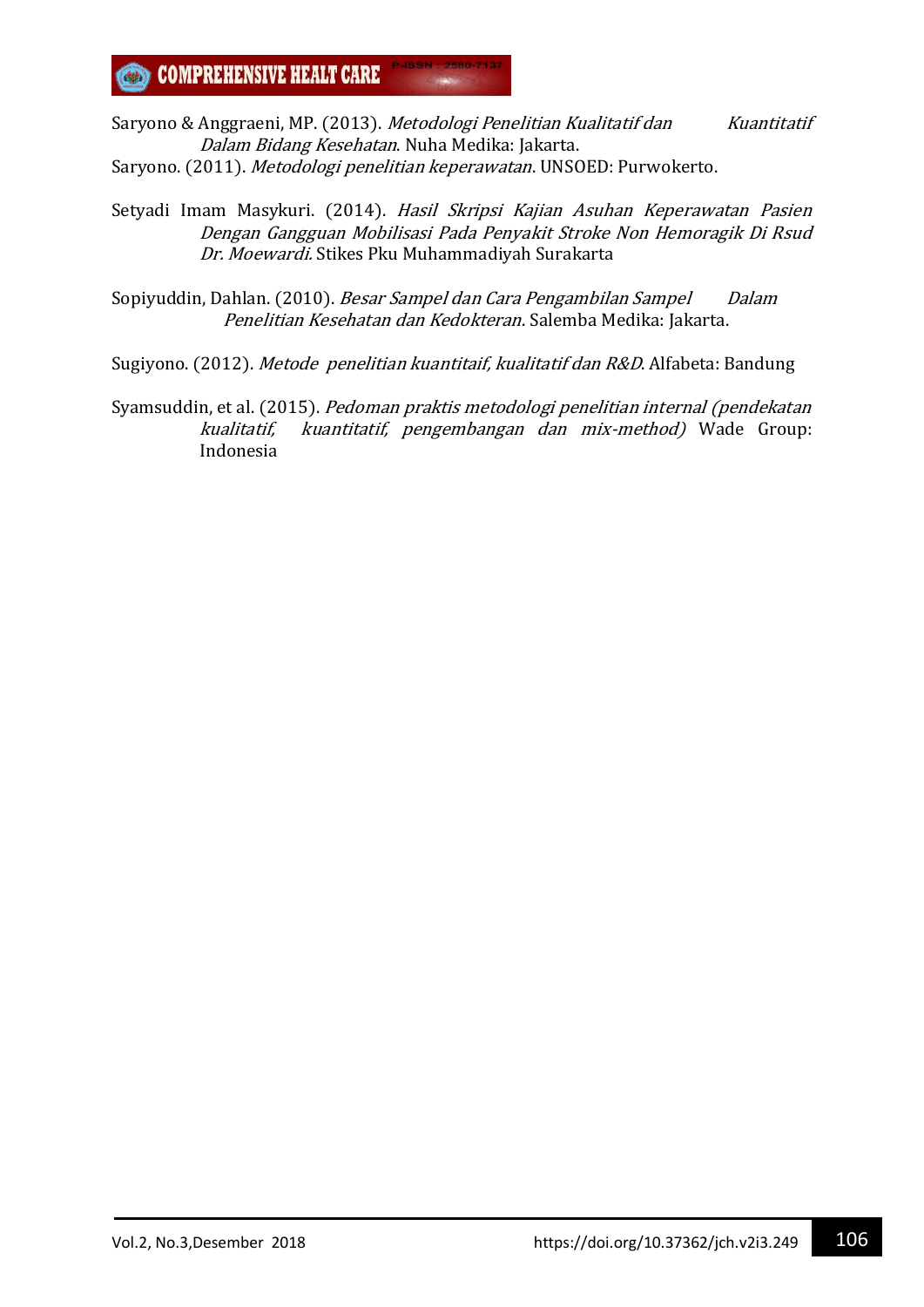Saryono & Anggraeni, MP. (2013). *Metodologi Penelitian Kualitatif dan Kuantitatif Dalam Bidang Kesehatan*. Nuha Medika: Jakarta.

Saryono. (2011). *Metodologi penelitian keperawatan*. UNSOED: Purwokerto.

Setyadi Imam Masykuri. (2014). *Hasil Skripsi Kajian Asuhan Keperawatan Pasien Dengan Gangguan Mobilisasi Pada Penyakit Stroke Non Hemoragik Di Rsud Dr. Moewardi.* Stikes Pku Muhammadiyah Surakarta

Sopiyuddin, Dahlan. (2010). *Besar Sampel dan Cara Pengambilan Sampel Dalam Penelitian Kesehatan dan Kedokteran*. Salemba Medika: Jakarta.

Sugiyono. (2012). *Metode penelitian kuantitaif, kualitatif dan R&D*. Alfabeta: Bandung

Syamsuddin, et al. (2015). *Pedoman praktis metodologi penelitian internal (pendekatan kualitatif, kuantitatif, pengembangan dan mix-method)* Wade Group: Indonesia